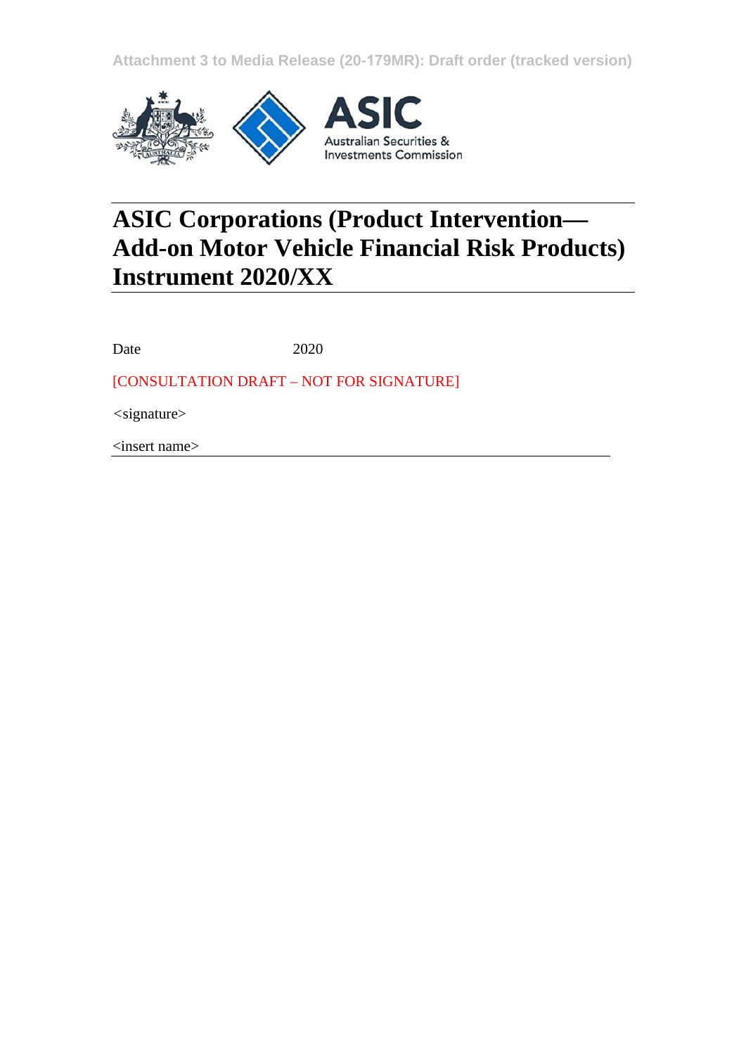Attachment 3 to Media Release (20-179MR): Draft order (tracked version)

Australian Securities & Investments Commission

# ASIC Corporations (Product Intervention—Add-on Motor Vehicle Financial Risk Products) Instrument 2020/XX

Date 2020

[CONSULTATION DRAFT – NOT FOR SIGNATURE]

<signature>

<insert name>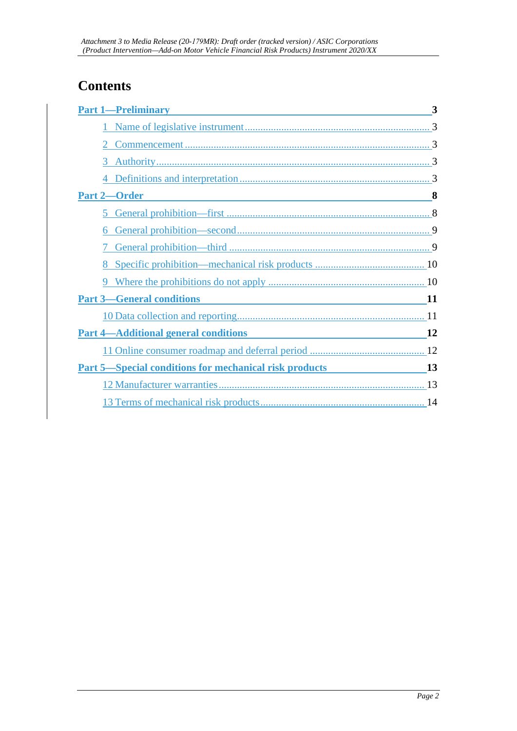# Contents

**Part 1—Preliminary** 3

1 Name of legislative instrument 3

2 Commencement 3

3 Authority 3

4 Definitions and interpretation 3

**Part 2—Order** 8

5 General prohibition—first 8

6 General prohibition—second 9

7 General prohibition—third 9

8 Specific prohibition—mechanical risk products 10

9 Where the prohibitions do not apply 10

**Part 3—General conditions** 11

10 Data collection and reporting 11

**Part 4—Additional general conditions** 12

11 Online consumer roadmap and deferral period 12

**Part 5—Special conditions for mechanical risk products** 13

12 Manufacturer warranties 13

13 Terms of mechanical risk products 14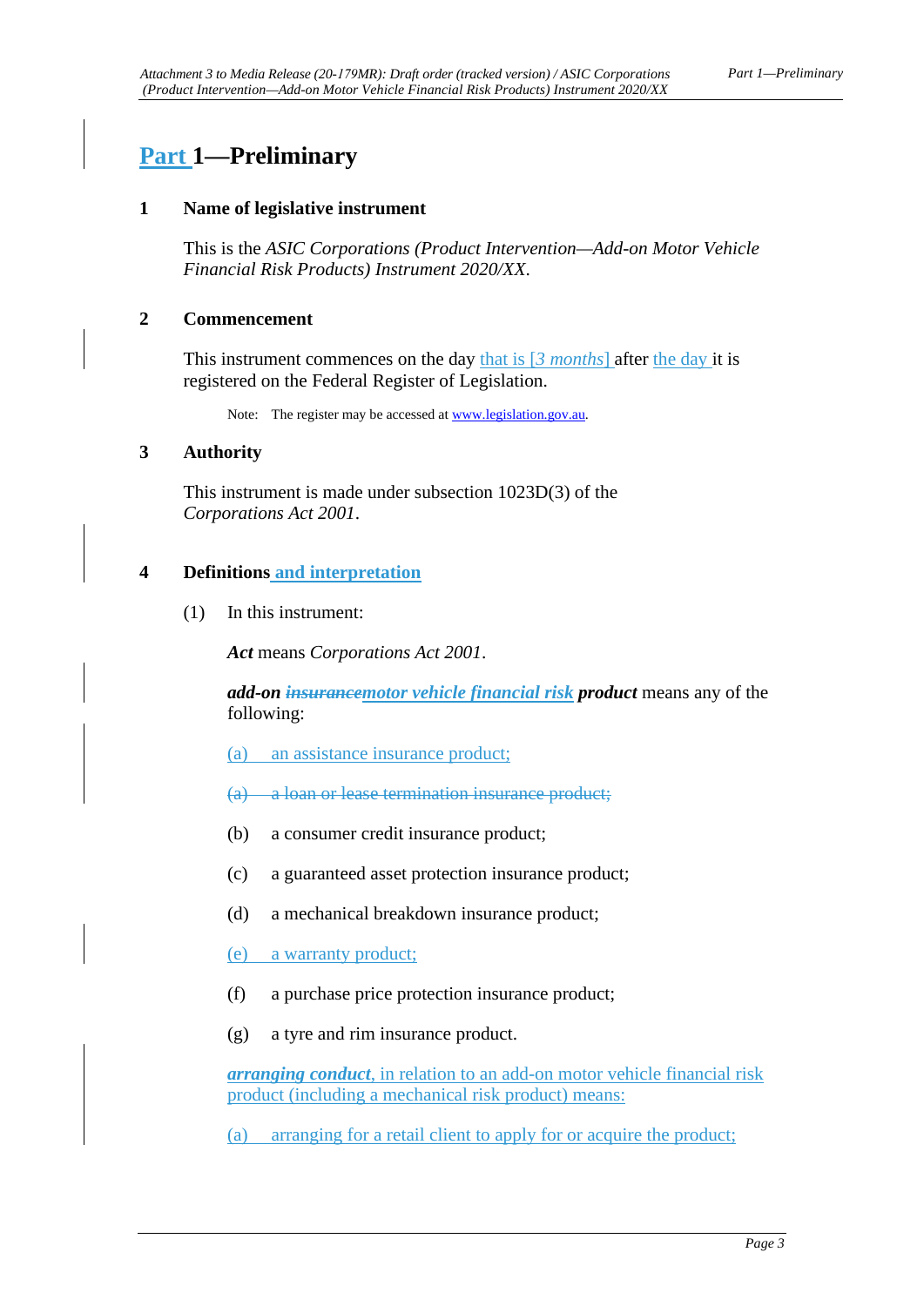# Part 1—Preliminary

## 1 Name of legislative instrument

This is the *ASIC Corporations (Product Intervention—Add-on Motor Vehicle Financial Risk Products) Instrument 2020/XX*.

## 2 Commencement

This instrument commences on the day that is [*3 months*] after the day it is registered on the Federal Register of Legislation.

Note: The register may be accessed at www.legislation.gov.au.

## 3 Authority

This instrument is made under subsection 1023D(3) of the *Corporations Act 2001*.

## 4 Definitions and interpretation

(1) In this instrument:

***Act*** means *Corporations Act 2001*.

***add-on ~~insurance~~motor vehicle financial risk product*** means any of the following:

(a) an assistance insurance product;

~~(a) a loan or lease termination insurance product;~~

(b) a consumer credit insurance product;

(c) a guaranteed asset protection insurance product;

(d) a mechanical breakdown insurance product;

(e) a warranty product;

(f) a purchase price protection insurance product;

(g) a tyre and rim insurance product.

***arranging conduct***, in relation to an add-on motor vehicle financial risk product (including a mechanical risk product) means:

(a) arranging for a retail client to apply for or acquire the product;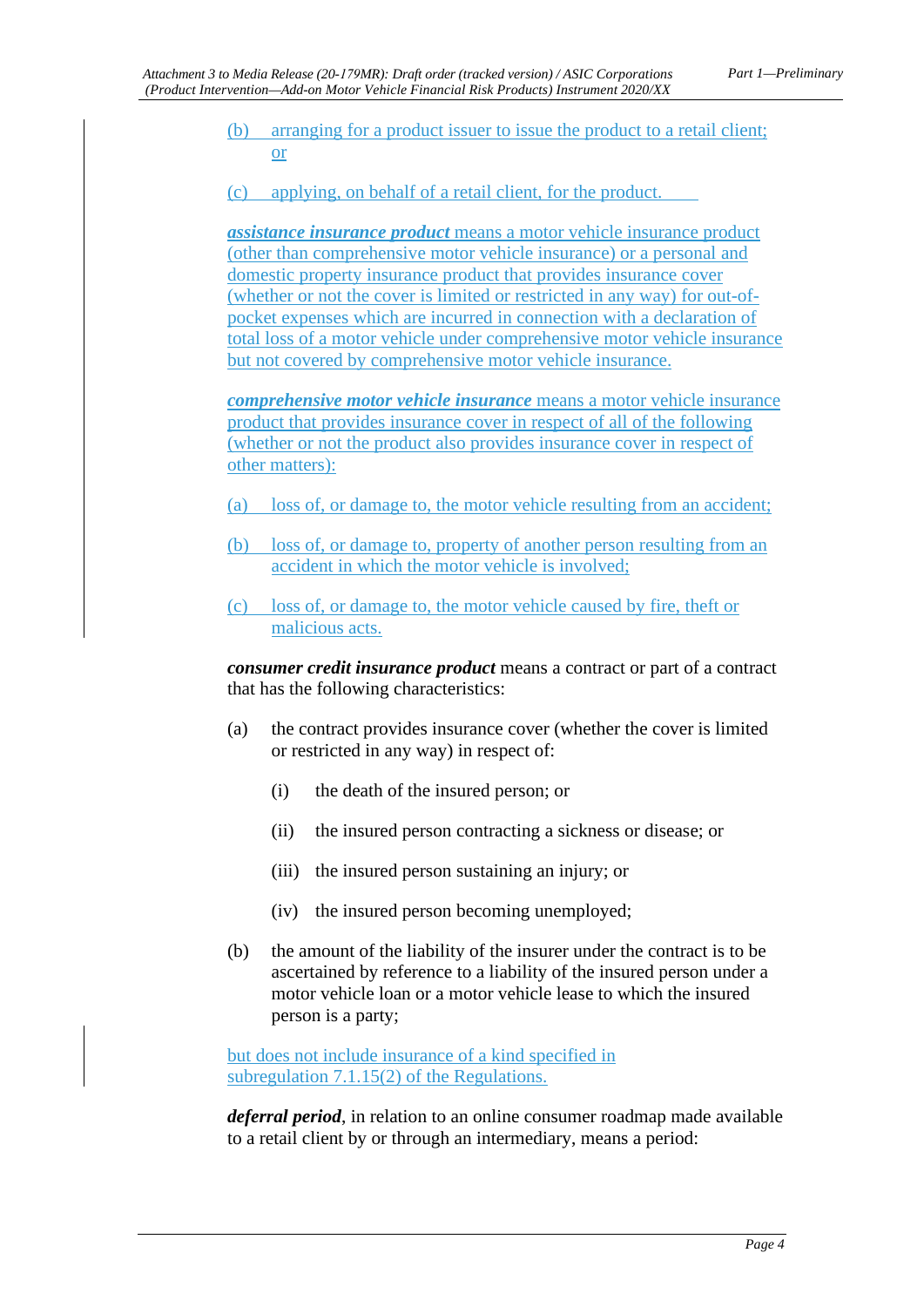(b) arranging for a product issuer to issue the product to a retail client; or

(c) applying, on behalf of a retail client, for the product.

***assistance insurance product*** means a motor vehicle insurance product (other than comprehensive motor vehicle insurance) or a personal and domestic property insurance product that provides insurance cover (whether or not the cover is limited or restricted in any way) for out-of-pocket expenses which are incurred in connection with a declaration of total loss of a motor vehicle under comprehensive motor vehicle insurance but not covered by comprehensive motor vehicle insurance.

***comprehensive motor vehicle insurance*** means a motor vehicle insurance product that provides insurance cover in respect of all of the following (whether or not the product also provides insurance cover in respect of other matters):

(a) loss of, or damage to, the motor vehicle resulting from an accident;

(b) loss of, or damage to, property of another person resulting from an accident in which the motor vehicle is involved;

(c) loss of, or damage to, the motor vehicle caused by fire, theft or malicious acts.

***consumer credit insurance product*** means a contract or part of a contract that has the following characteristics:

(a) the contract provides insurance cover (whether the cover is limited or restricted in any way) in respect of:

   (i) the death of the insured person; or

   (ii) the insured person contracting a sickness or disease; or

   (iii) the insured person sustaining an injury; or

   (iv) the insured person becoming unemployed;

(b) the amount of the liability of the insurer under the contract is to be ascertained by reference to a liability of the insured person under a motor vehicle loan or a motor vehicle lease to which the insured person is a party;

but does not include insurance of a kind specified in subregulation 7.1.15(2) of the Regulations.

***deferral period***, in relation to an online consumer roadmap made available to a retail client by or through an intermediary, means a period: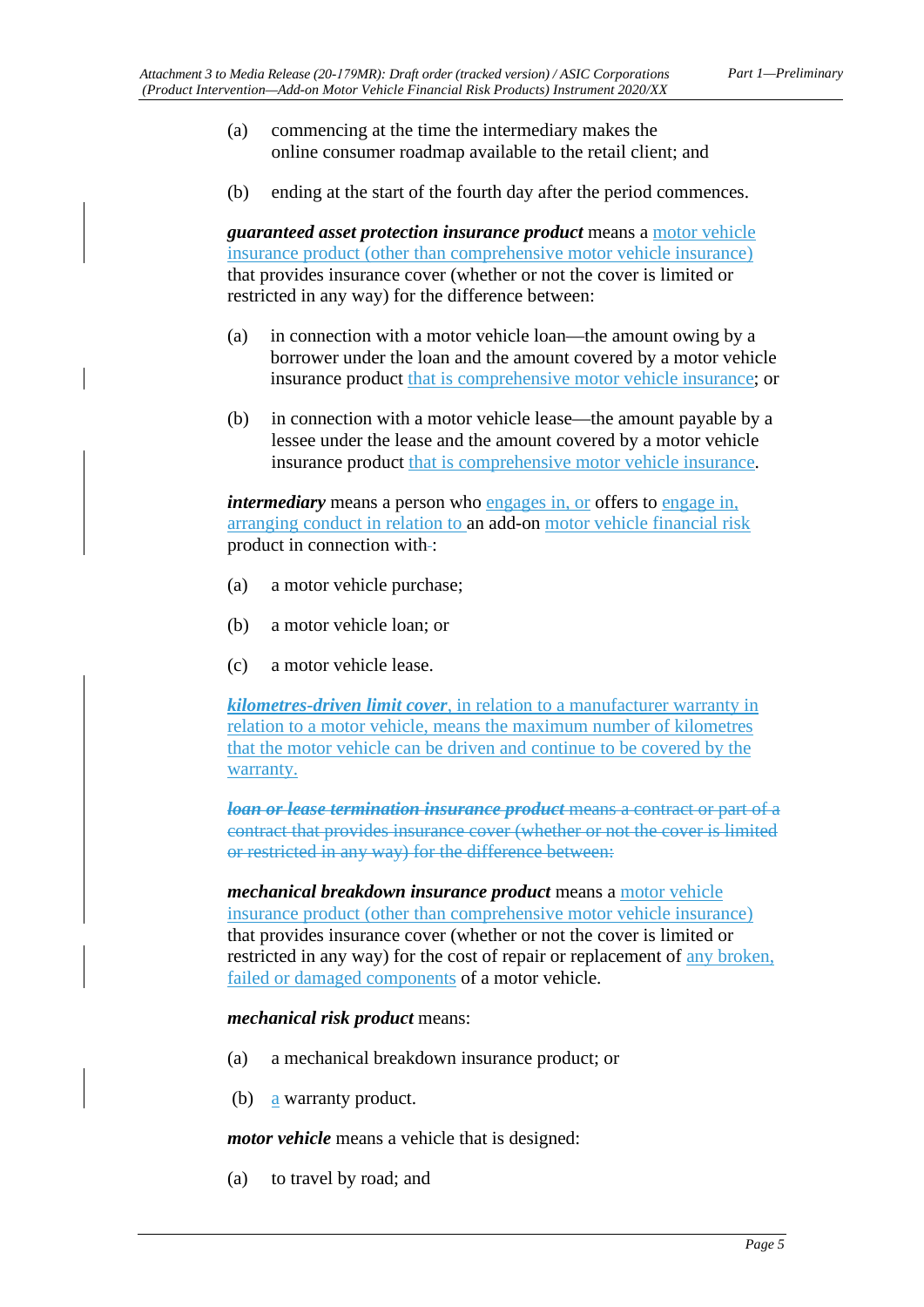(a) commencing at the time the intermediary makes the online consumer roadmap available to the retail client; and

(b) ending at the start of the fourth day after the period commences.

***guaranteed asset protection insurance product*** means a motor vehicle insurance product (other than comprehensive motor vehicle insurance) that provides insurance cover (whether or not the cover is limited or restricted in any way) for the difference between:

(a) in connection with a motor vehicle loan—the amount owing by a borrower under the loan and the amount covered by a motor vehicle insurance product that is comprehensive motor vehicle insurance; or

(b) in connection with a motor vehicle lease—the amount payable by a lessee under the lease and the amount covered by a motor vehicle insurance product that is comprehensive motor vehicle insurance.

***intermediary*** means a person who engages in, or offers to engage in, arranging conduct in relation to an add-on motor vehicle financial risk product in connection with:

(a) a motor vehicle purchase;

(b) a motor vehicle loan; or

(c) a motor vehicle lease.

***kilometres-driven limit cover***, in relation to a manufacturer warranty in relation to a motor vehicle, means the maximum number of kilometres that the motor vehicle can be driven and continue to be covered by the warranty.

~~***loan or lease termination insurance product*** means a contract or part of a contract that provides insurance cover (whether or not the cover is limited or restricted in any way) for the difference between:~~

***mechanical breakdown insurance product*** means a motor vehicle insurance product (other than comprehensive motor vehicle insurance) that provides insurance cover (whether or not the cover is limited or restricted in any way) for the cost of repair or replacement of any broken, failed or damaged components of a motor vehicle.

***mechanical risk product*** means:

(a) a mechanical breakdown insurance product; or

(b) a warranty product.

***motor vehicle*** means a vehicle that is designed:

(a) to travel by road; and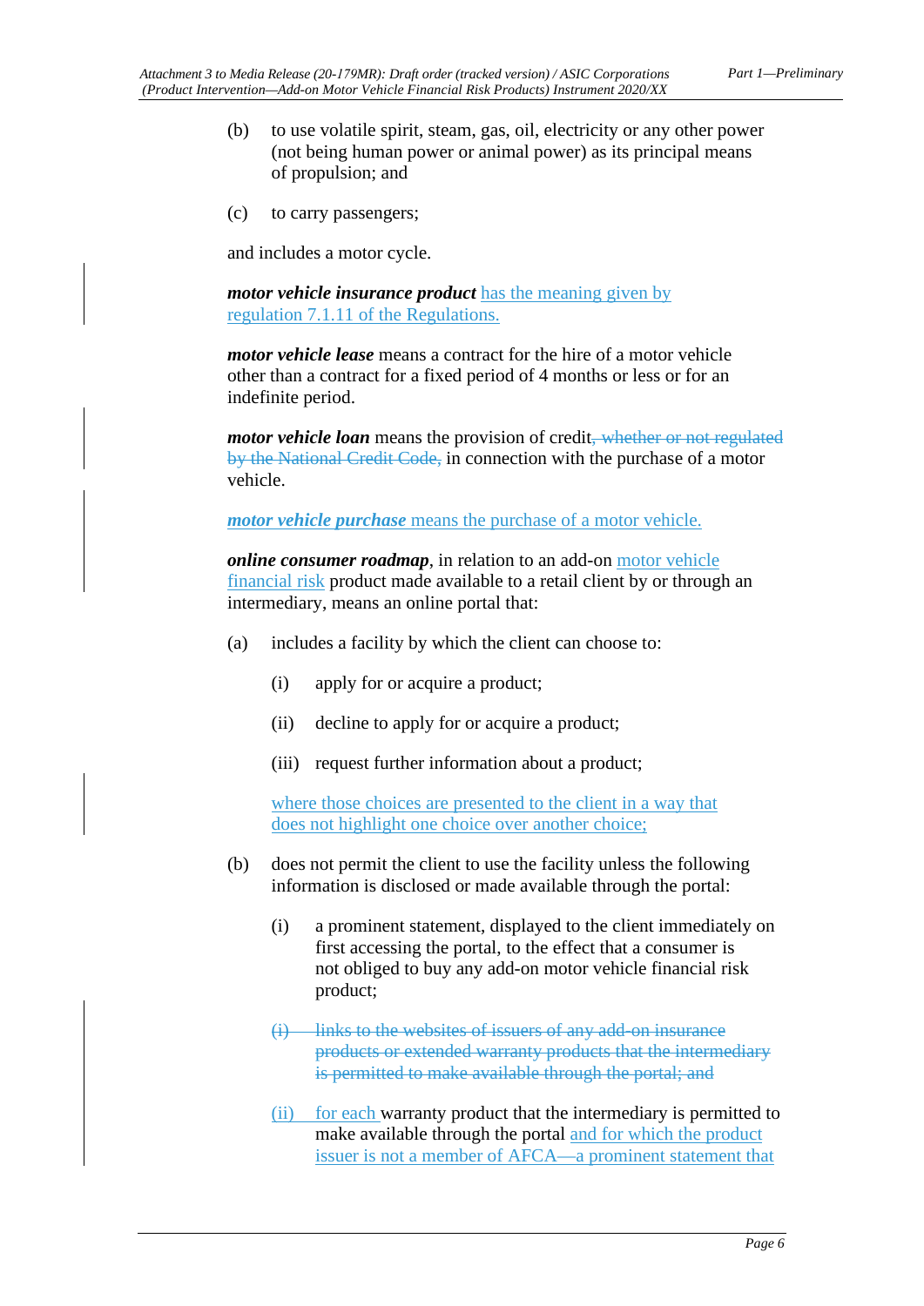(b) to use volatile spirit, steam, gas, oil, electricity or any other power (not being human power or animal power) as its principal means of propulsion; and

(c) to carry passengers;

and includes a motor cycle.

***motor vehicle insurance product*** has the meaning given by regulation 7.1.11 of the Regulations.

***motor vehicle lease*** means a contract for the hire of a motor vehicle other than a contract for a fixed period of 4 months or less or for an indefinite period.

***motor vehicle loan*** means the provision of credit~~, whether or not regulated by the National Credit Code,~~ in connection with the purchase of a motor vehicle.

***motor vehicle purchase*** means the purchase of a motor vehicle.

***online consumer roadmap***, in relation to an add-on motor vehicle financial risk product made available to a retail client by or through an intermediary, means an online portal that:

(a) includes a facility by which the client can choose to:

(i) apply for or acquire a product;

(ii) decline to apply for or acquire a product;

(iii) request further information about a product;

where those choices are presented to the client in a way that does not highlight one choice over another choice;

(b) does not permit the client to use the facility unless the following information is disclosed or made available through the portal:

(i) a prominent statement, displayed to the client immediately on first accessing the portal, to the effect that a consumer is not obliged to buy any add-on motor vehicle financial risk product;

~~(i) links to the websites of issuers of any add-on insurance products or extended warranty products that the intermediary is permitted to make available through the portal; and~~

(ii) for each warranty product that the intermediary is permitted to make available through the portal and for which the product issuer is not a member of AFCA—a prominent statement that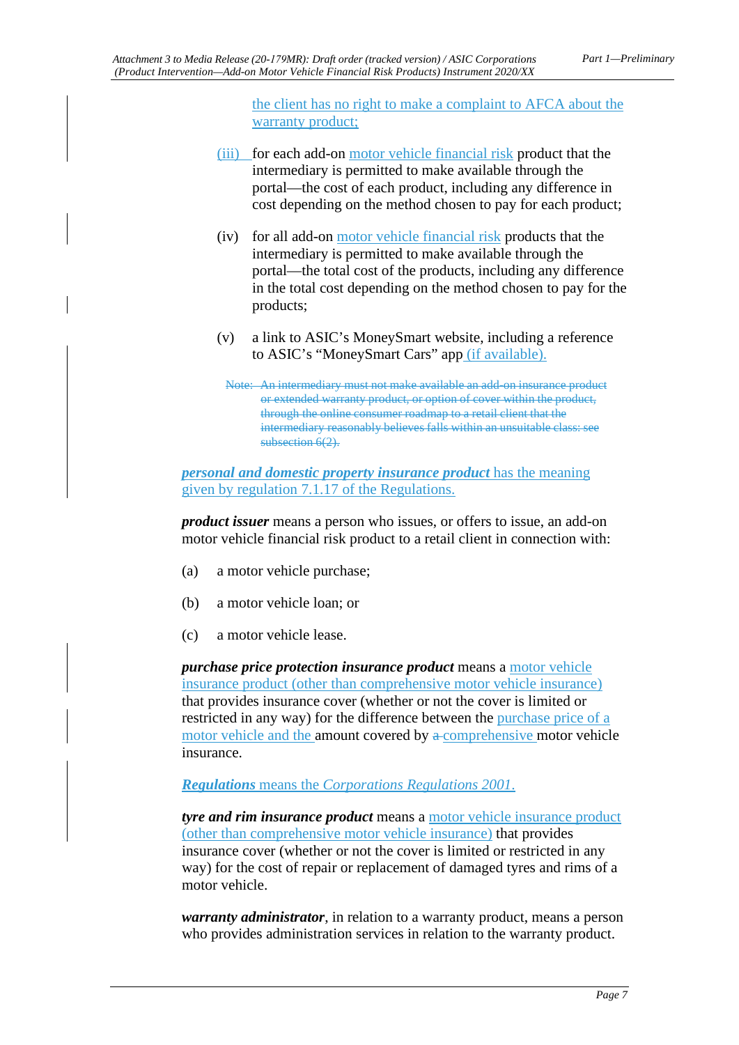the client has no right to make a complaint to AFCA about the warranty product;

(iii) for each add-on motor vehicle financial risk product that the intermediary is permitted to make available through the portal—the cost of each product, including any difference in cost depending on the method chosen to pay for each product;

(iv) for all add-on motor vehicle financial risk products that the intermediary is permitted to make available through the portal—the total cost of the products, including any difference in the total cost depending on the method chosen to pay for the products;

(v) a link to ASIC's MoneySmart website, including a reference to ASIC's "MoneySmart Cars" app (if available).

~~Note: An intermediary must not make available an add-on insurance product or extended warranty product, or option of cover within the product, through the online consumer roadmap to a retail client that the intermediary reasonably believes falls within an unsuitable class: see subsection 6(2).~~

***personal and domestic property insurance product*** has the meaning given by regulation 7.1.17 of the Regulations.

***product issuer*** means a person who issues, or offers to issue, an add-on motor vehicle financial risk product to a retail client in connection with:

(a) a motor vehicle purchase;

(b) a motor vehicle loan; or

(c) a motor vehicle lease.

***purchase price protection insurance product*** means a motor vehicle insurance product (other than comprehensive motor vehicle insurance) that provides insurance cover (whether or not the cover is limited or restricted in any way) for the difference between the purchase price of a motor vehicle and the amount covered by ~~a~~ comprehensive motor vehicle insurance.

***Regulations*** means the *Corporations Regulations 2001*.

***tyre and rim insurance product*** means a motor vehicle insurance product (other than comprehensive motor vehicle insurance) that provides insurance cover (whether or not the cover is limited or restricted in any way) for the cost of repair or replacement of damaged tyres and rims of a motor vehicle.

***warranty administrator***, in relation to a warranty product, means a person who provides administration services in relation to the warranty product.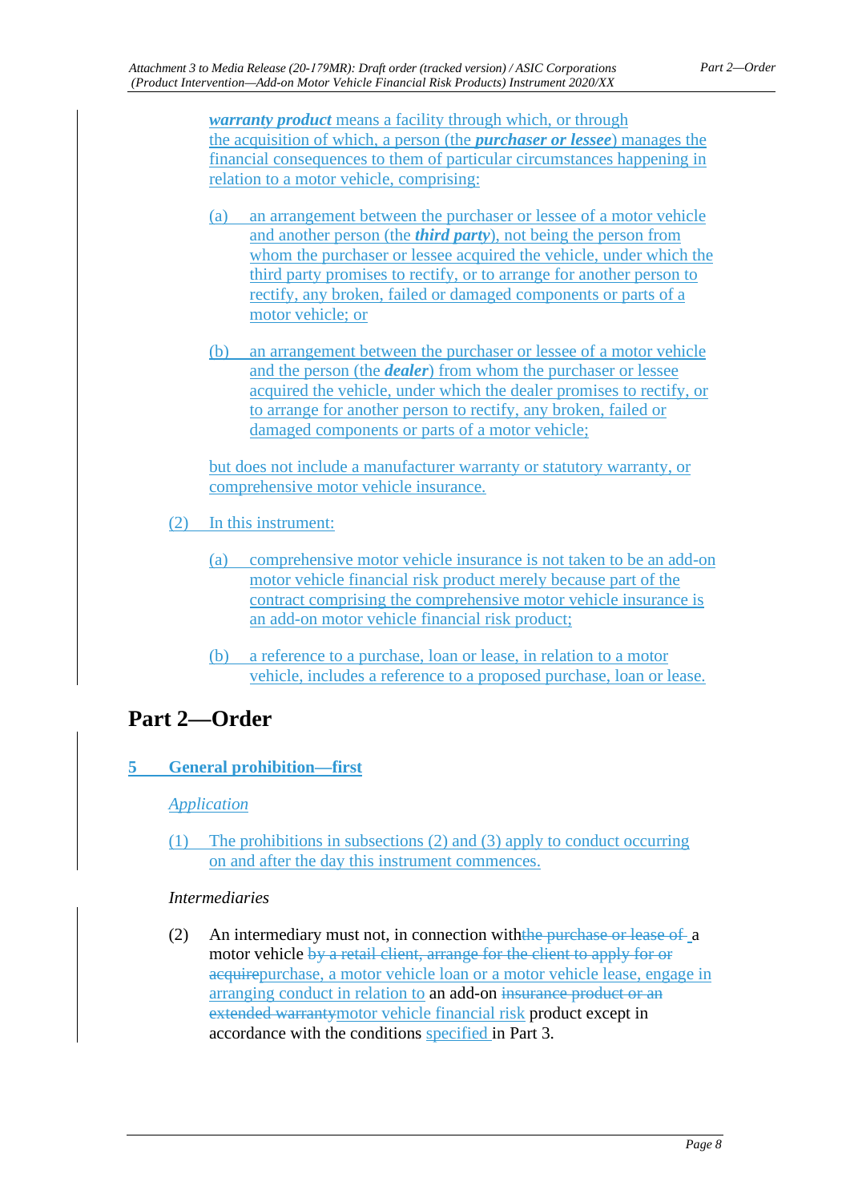***warranty product*** means a facility through which, or through the acquisition of which, a person (the ***purchaser or lessee***) manages the financial consequences to them of particular circumstances happening in relation to a motor vehicle, comprising:

(a) an arrangement between the purchaser or lessee of a motor vehicle and another person (the ***third party***), not being the person from whom the purchaser or lessee acquired the vehicle, under which the third party promises to rectify, or to arrange for another person to rectify, any broken, failed or damaged components or parts of a motor vehicle; or

(b) an arrangement between the purchaser or lessee of a motor vehicle and the person (the ***dealer***) from whom the purchaser or lessee acquired the vehicle, under which the dealer promises to rectify, or to arrange for another person to rectify, any broken, failed or damaged components or parts of a motor vehicle;

but does not include a manufacturer warranty or statutory warranty, or comprehensive motor vehicle insurance.

(2) In this instrument:

(a) comprehensive motor vehicle insurance is not taken to be an add-on motor vehicle financial risk product merely because part of the contract comprising the comprehensive motor vehicle insurance is an add-on motor vehicle financial risk product;

(b) a reference to a purchase, loan or lease, in relation to a motor vehicle, includes a reference to a proposed purchase, loan or lease.

# Part 2—Order

## 5 General prohibition—first

*Application*

(1) The prohibitions in subsections (2) and (3) apply to conduct occurring on and after the day this instrument commences.

*Intermediaries*

(2) An intermediary must not, in connection with ~~the purchase or lease of~~ a motor vehicle ~~by a retail client, arrange for the client to apply for or acquire~~purchase, a motor vehicle loan or a motor vehicle lease, engage in arranging conduct in relation to an add-on ~~insurance product or an extended warranty~~motor vehicle financial risk product except in accordance with the conditions specified in Part 3.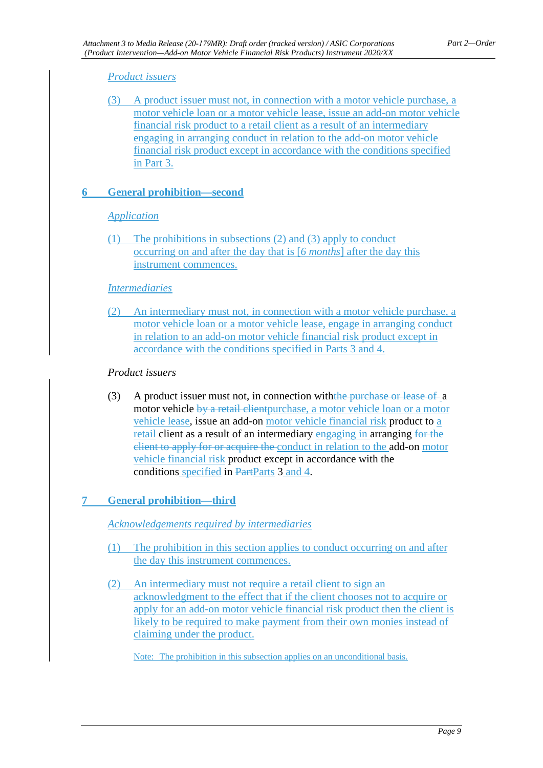*Product issuers*

(3) A product issuer must not, in connection with a motor vehicle purchase, a motor vehicle loan or a motor vehicle lease, issue an add-on motor vehicle financial risk product to a retail client as a result of an intermediary engaging in arranging conduct in relation to the add-on motor vehicle financial risk product except in accordance with the conditions specified in Part 3.

## 6 General prohibition—second

*Application*

(1) The prohibitions in subsections (2) and (3) apply to conduct occurring on and after the day that is [*6 months*] after the day this instrument commences.

*Intermediaries*

(2) An intermediary must not, in connection with a motor vehicle purchase, a motor vehicle loan or a motor vehicle lease, engage in arranging conduct in relation to an add-on motor vehicle financial risk product except in accordance with the conditions specified in Parts 3 and 4.

*Product issuers*

(3) A product issuer must not, in connection with ~~the purchase or lease of~~ a motor vehicle ~~by a retail client~~purchase, a motor vehicle loan or a motor vehicle lease, issue an add-on motor vehicle financial risk product to a retail client as a result of an intermediary engaging in arranging ~~for the client to apply for or acquire the~~ conduct in relation to the add-on motor vehicle financial risk product except in accordance with the conditions specified in ~~Part~~Parts 3 and 4.

## 7 General prohibition—third

*Acknowledgements required by intermediaries*

(1) The prohibition in this section applies to conduct occurring on and after the day this instrument commences.

(2) An intermediary must not require a retail client to sign an acknowledgment to the effect that if the client chooses not to acquire or apply for an add-on motor vehicle financial risk product then the client is likely to be required to make payment from their own monies instead of claiming under the product.

Note: The prohibition in this subsection applies on an unconditional basis.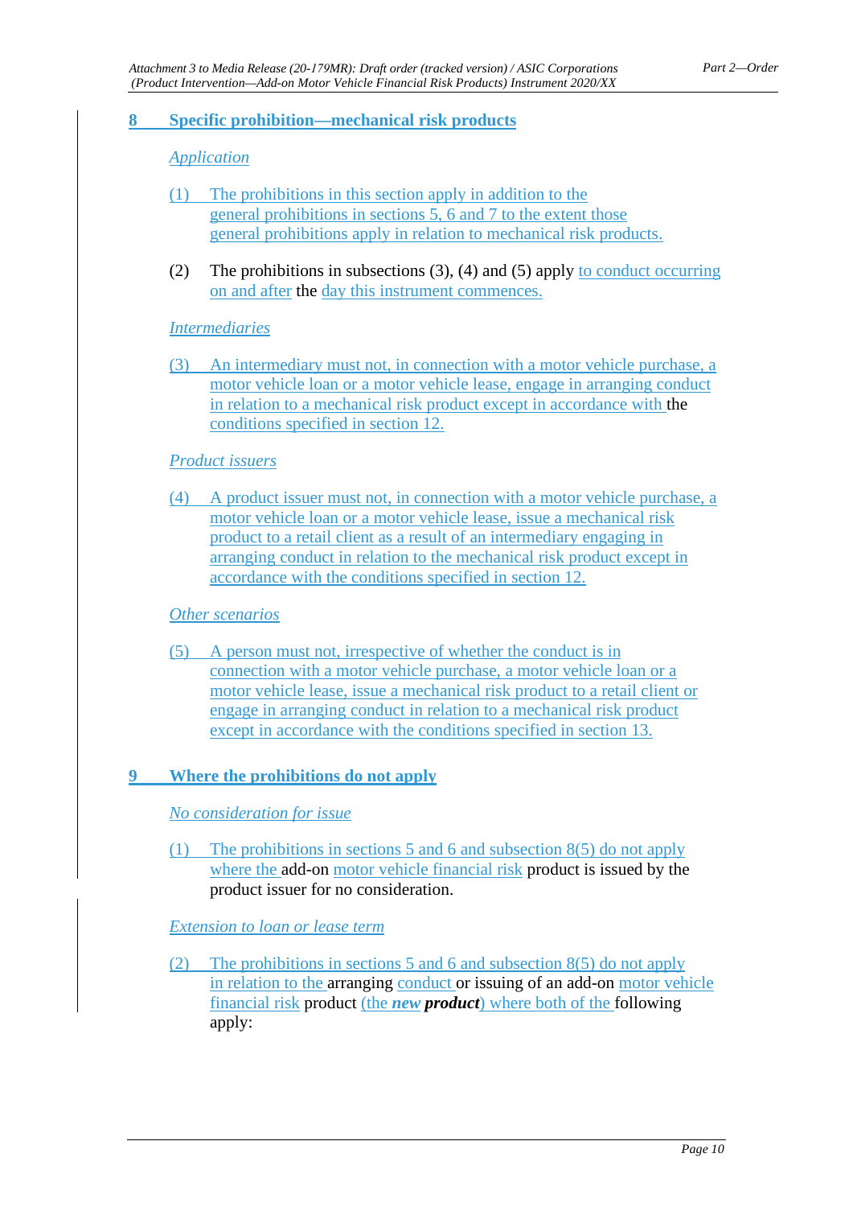## 8 Specific prohibition—mechanical risk products

*Application*

(1) The prohibitions in this section apply in addition to the general prohibitions in sections 5, 6 and 7 to the extent those general prohibitions apply in relation to mechanical risk products.

(2) The prohibitions in subsections (3), (4) and (5) apply to conduct occurring on and after the day this instrument commences.

*Intermediaries*

(3) An intermediary must not, in connection with a motor vehicle purchase, a motor vehicle loan or a motor vehicle lease, engage in arranging conduct in relation to a mechanical risk product except in accordance with the conditions specified in section 12.

*Product issuers*

(4) A product issuer must not, in connection with a motor vehicle purchase, a motor vehicle loan or a motor vehicle lease, issue a mechanical risk product to a retail client as a result of an intermediary engaging in arranging conduct in relation to the mechanical risk product except in accordance with the conditions specified in section 12.

*Other scenarios*

(5) A person must not, irrespective of whether the conduct is in connection with a motor vehicle purchase, a motor vehicle loan or a motor vehicle lease, issue a mechanical risk product to a retail client or engage in arranging conduct in relation to a mechanical risk product except in accordance with the conditions specified in section 13.

## 9 Where the prohibitions do not apply

*No consideration for issue*

(1) The prohibitions in sections 5 and 6 and subsection 8(5) do not apply where the add-on motor vehicle financial risk product is issued by the product issuer for no consideration.

*Extension to loan or lease term*

(2) The prohibitions in sections 5 and 6 and subsection 8(5) do not apply in relation to the arranging conduct or issuing of an add-on motor vehicle financial risk product (the ***new product***) where both of the following apply: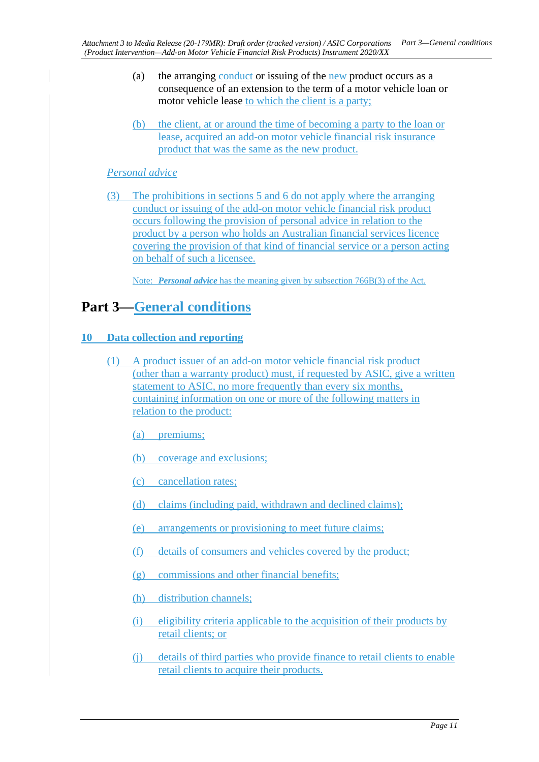(a) the arranging conduct or issuing of the new product occurs as a consequence of an extension to the term of a motor vehicle loan or motor vehicle lease to which the client is a party;

(b) the client, at or around the time of becoming a party to the loan or lease, acquired an add-on motor vehicle financial risk insurance product that was the same as the new product.

*Personal advice*

(3) The prohibitions in sections 5 and 6 do not apply where the arranging conduct or issuing of the add-on motor vehicle financial risk product occurs following the provision of personal advice in relation to the product by a person who holds an Australian financial services licence covering the provision of that kind of financial service or a person acting on behalf of such a licensee.

Note: ***Personal advice*** has the meaning given by subsection 766B(3) of the Act.

# Part 3—General conditions

## 10 Data collection and reporting

(1) A product issuer of an add-on motor vehicle financial risk product (other than a warranty product) must, if requested by ASIC, give a written statement to ASIC, no more frequently than every six months, containing information on one or more of the following matters in relation to the product:

(a) premiums;

(b) coverage and exclusions;

(c) cancellation rates;

(d) claims (including paid, withdrawn and declined claims);

(e) arrangements or provisioning to meet future claims;

(f) details of consumers and vehicles covered by the product;

(g) commissions and other financial benefits;

(h) distribution channels;

(i) eligibility criteria applicable to the acquisition of their products by retail clients; or

(j) details of third parties who provide finance to retail clients to enable retail clients to acquire their products.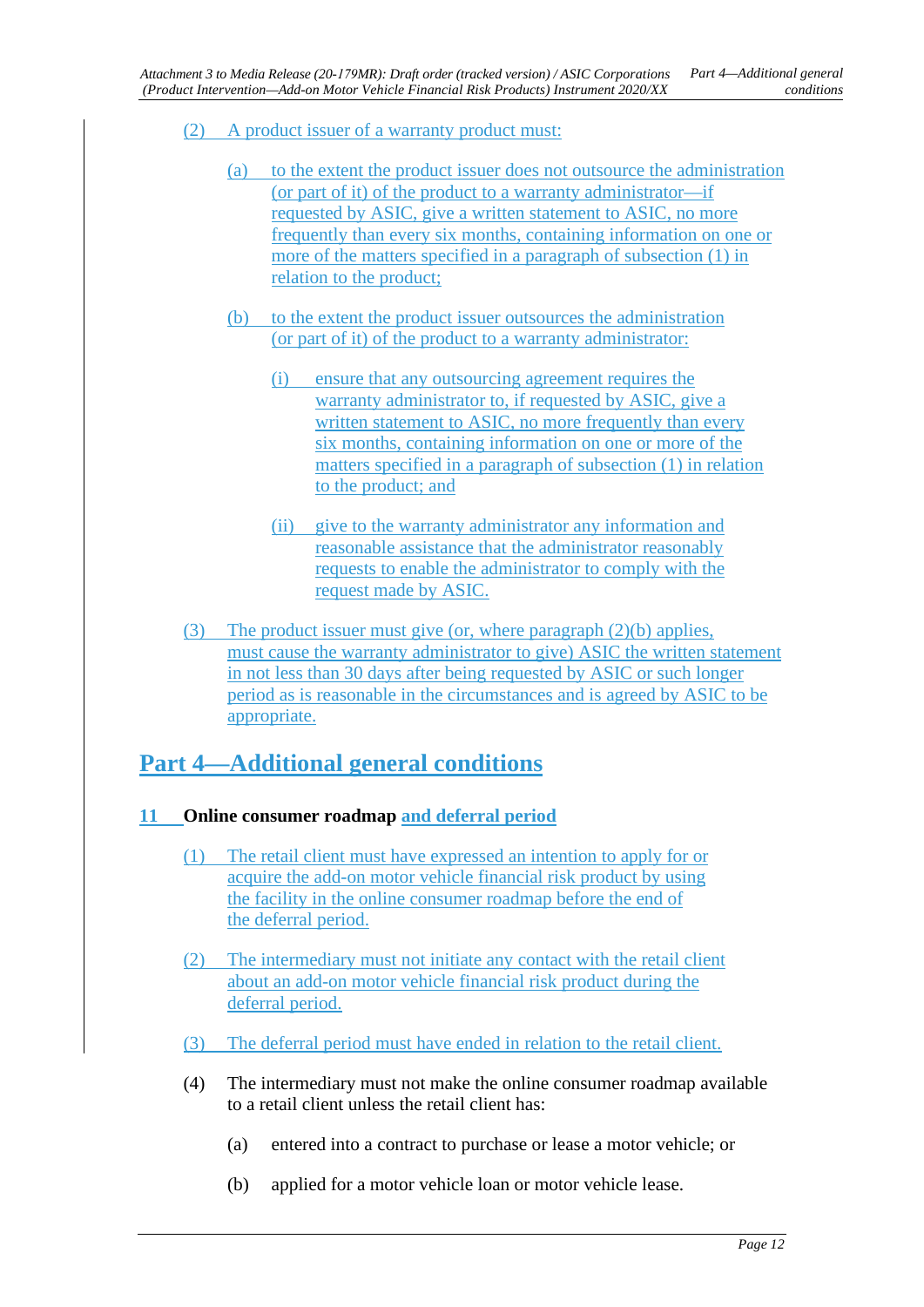(2) A product issuer of a warranty product must:

(a) to the extent the product issuer does not outsource the administration (or part of it) of the product to a warranty administrator—if requested by ASIC, give a written statement to ASIC, no more frequently than every six months, containing information on one or more of the matters specified in a paragraph of subsection (1) in relation to the product;

(b) to the extent the product issuer outsources the administration (or part of it) of the product to a warranty administrator:

(i) ensure that any outsourcing agreement requires the warranty administrator to, if requested by ASIC, give a written statement to ASIC, no more frequently than every six months, containing information on one or more of the matters specified in a paragraph of subsection (1) in relation to the product; and

(ii) give to the warranty administrator any information and reasonable assistance that the administrator reasonably requests to enable the administrator to comply with the request made by ASIC.

(3) The product issuer must give (or, where paragraph (2)(b) applies, must cause the warranty administrator to give) ASIC the written statement in not less than 30 days after being requested by ASIC or such longer period as is reasonable in the circumstances and is agreed by ASIC to be appropriate.

## Part 4—Additional general conditions

### 11 Online consumer roadmap and deferral period

(1) The retail client must have expressed an intention to apply for or acquire the add-on motor vehicle financial risk product by using the facility in the online consumer roadmap before the end of the deferral period.

(2) The intermediary must not initiate any contact with the retail client about an add-on motor vehicle financial risk product during the deferral period.

(3) The deferral period must have ended in relation to the retail client.

(4) The intermediary must not make the online consumer roadmap available to a retail client unless the retail client has:

(a) entered into a contract to purchase or lease a motor vehicle; or

(b) applied for a motor vehicle loan or motor vehicle lease.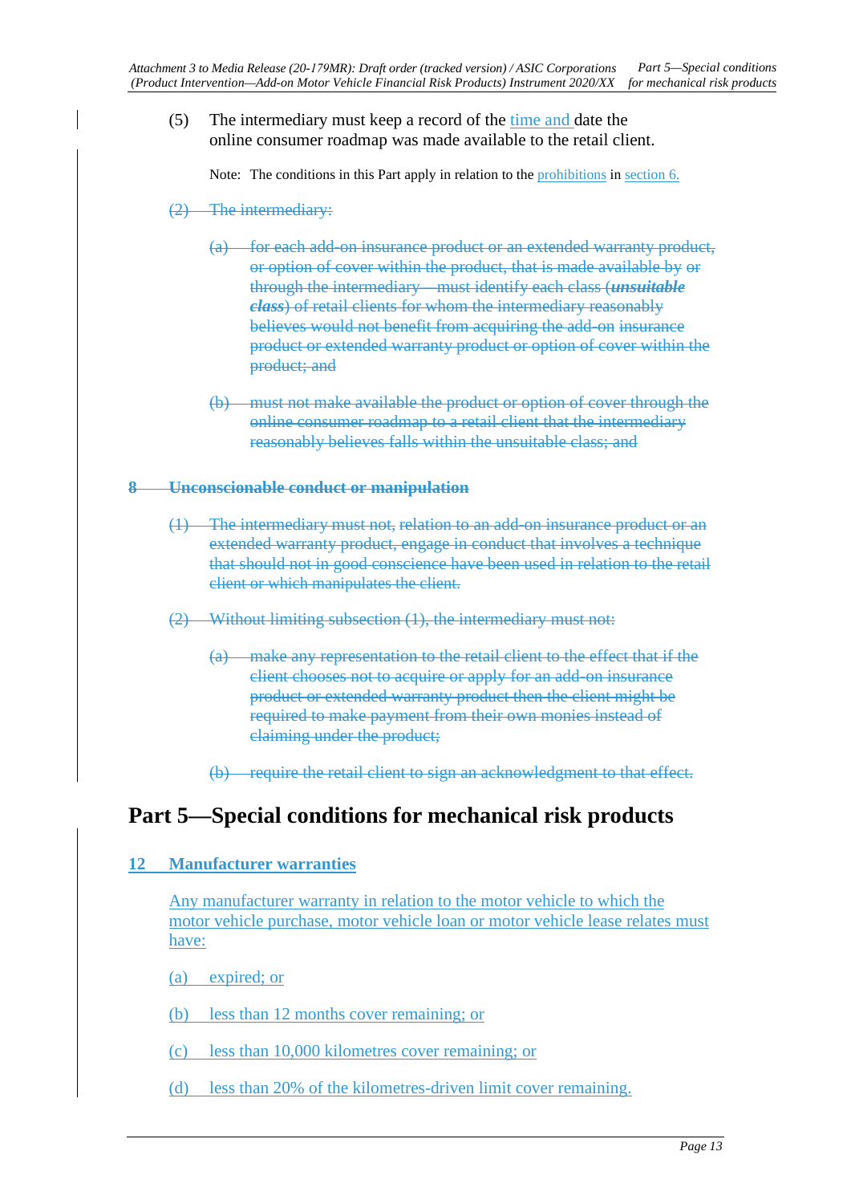(5) The intermediary must keep a record of the time and date the online consumer roadmap was made available to the retail client.

Note: The conditions in this Part apply in relation to the prohibitions in section 6.

~~(2) The intermediary:~~

~~(a) for each add-on insurance product or an extended warranty product, or option of cover within the product, that is made available by or through the intermediary—must identify each class (***unsuitable class***) of retail clients for whom the intermediary reasonably believes would not benefit from acquiring the add-on insurance product or extended warranty product or option of cover within the product; and~~

~~(b) must not make available the product or option of cover through the online consumer roadmap to a retail client that the intermediary reasonably believes falls within the unsuitable class; and~~

~~**8 Unconscionable conduct or manipulation**~~

~~(1) The intermediary must not, relation to an add-on insurance product or an extended warranty product, engage in conduct that involves a technique that should not in good conscience have been used in relation to the retail client or which manipulates the client.~~

~~(2) Without limiting subsection (1), the intermediary must not:~~

~~(a) make any representation to the retail client to the effect that if the client chooses not to acquire or apply for an add-on insurance product or extended warranty product then the client might be required to make payment from their own monies instead of claiming under the product;~~

~~(b) require the retail client to sign an acknowledgment to that effect.~~

# Part 5—Special conditions for mechanical risk products

## 12 Manufacturer warranties

Any manufacturer warranty in relation to the motor vehicle to which the motor vehicle purchase, motor vehicle loan or motor vehicle lease relates must have:

(a) expired; or

(b) less than 12 months cover remaining; or

(c) less than 10,000 kilometres cover remaining; or

(d) less than 20% of the kilometres-driven limit cover remaining.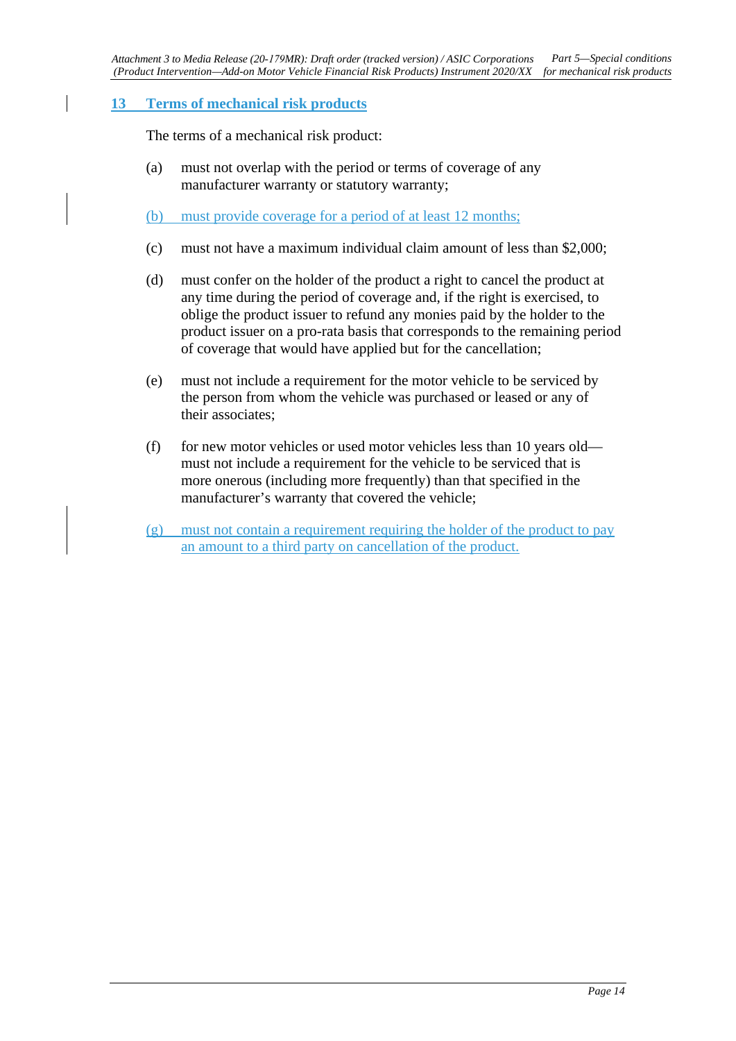## 13 Terms of mechanical risk products

The terms of a mechanical risk product:

(a) must not overlap with the period or terms of coverage of any manufacturer warranty or statutory warranty;

(b) must provide coverage for a period of at least 12 months;

(c) must not have a maximum individual claim amount of less than $2,000;

(d) must confer on the holder of the product a right to cancel the product at any time during the period of coverage and, if the right is exercised, to oblige the product issuer to refund any monies paid by the holder to the product issuer on a pro-rata basis that corresponds to the remaining period of coverage that would have applied but for the cancellation;

(e) must not include a requirement for the motor vehicle to be serviced by the person from whom the vehicle was purchased or leased or any of their associates;

(f) for new motor vehicles or used motor vehicles less than 10 years old—must not include a requirement for the vehicle to be serviced that is more onerous (including more frequently) than that specified in the manufacturer's warranty that covered the vehicle;

(g) must not contain a requirement requiring the holder of the product to pay an amount to a third party on cancellation of the product.